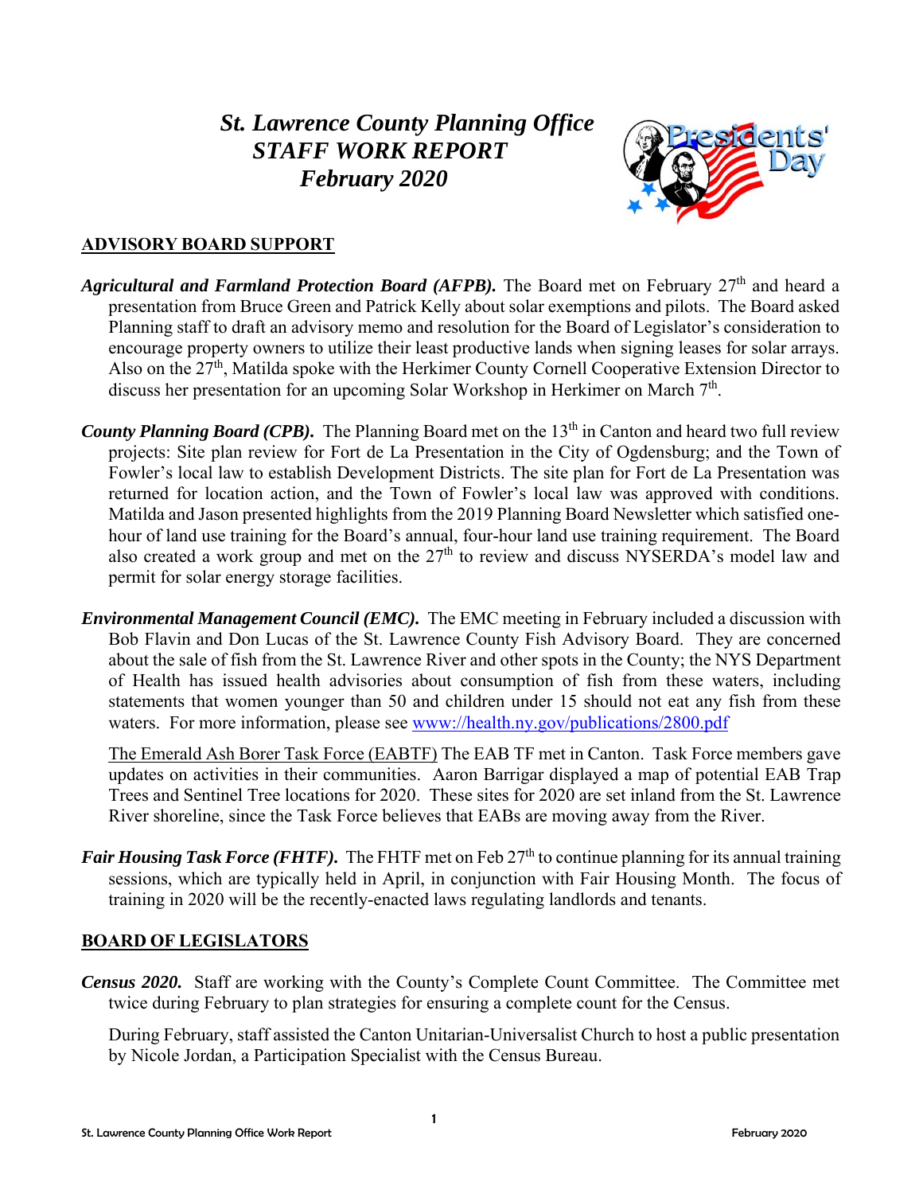# *St. Lawrence County Planning Office*
# *STAFF WORK REPORT*
# *February 2020*

## ADVISORY BOARD SUPPORT

***Agricultural and Farmland Protection Board (AFPB).*** The Board met on February 27th and heard a presentation from Bruce Green and Patrick Kelly about solar exemptions and pilots. The Board asked Planning staff to draft an advisory memo and resolution for the Board of Legislator's consideration to encourage property owners to utilize their least productive lands when signing leases for solar arrays. Also on the 27th, Matilda spoke with the Herkimer County Cornell Cooperative Extension Director to discuss her presentation for an upcoming Solar Workshop in Herkimer on March 7th.

***County Planning Board (CPB).*** The Planning Board met on the 13th in Canton and heard two full review projects: Site plan review for Fort de La Presentation in the City of Ogdensburg; and the Town of Fowler's local law to establish Development Districts. The site plan for Fort de La Presentation was returned for location action, and the Town of Fowler's local law was approved with conditions. Matilda and Jason presented highlights from the 2019 Planning Board Newsletter which satisfied one-hour of land use training for the Board's annual, four-hour land use training requirement. The Board also created a work group and met on the 27th to review and discuss NYSERDA's model law and permit for solar energy storage facilities.

***Environmental Management Council (EMC).*** The EMC meeting in February included a discussion with Bob Flavin and Don Lucas of the St. Lawrence County Fish Advisory Board. They are concerned about the sale of fish from the St. Lawrence River and other spots in the County; the NYS Department of Health has issued health advisories about consumption of fish from these waters, including statements that women younger than 50 and children under 15 should not eat any fish from these waters. For more information, please see www://health.ny.gov/publications/2800.pdf

The Emerald Ash Borer Task Force (EABTF) The EAB TF met in Canton. Task Force members gave updates on activities in their communities. Aaron Barrigar displayed a map of potential EAB Trap Trees and Sentinel Tree locations for 2020. These sites for 2020 are set inland from the St. Lawrence River shoreline, since the Task Force believes that EABs are moving away from the River.

***Fair Housing Task Force (FHTF).*** The FHTF met on Feb 27th to continue planning for its annual training sessions, which are typically held in April, in conjunction with Fair Housing Month. The focus of training in 2020 will be the recently-enacted laws regulating landlords and tenants.

## BOARD OF LEGISLATORS

***Census 2020.*** Staff are working with the County's Complete Count Committee. The Committee met twice during February to plan strategies for ensuring a complete count for the Census.

During February, staff assisted the Canton Unitarian-Universalist Church to host a public presentation by Nicole Jordan, a Participation Specialist with the Census Bureau.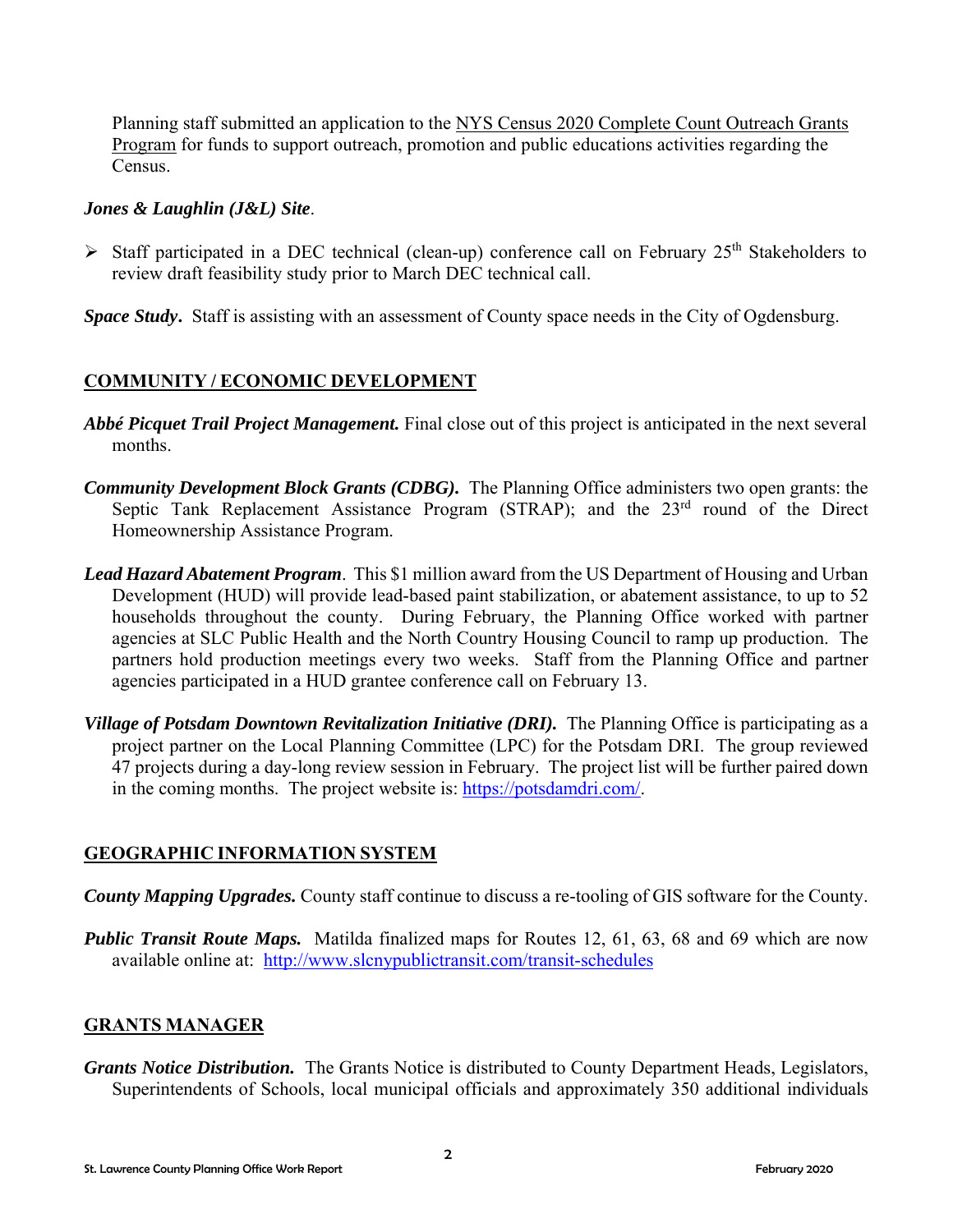Planning staff submitted an application to the NYS Census 2020 Complete Count Outreach Grants Program for funds to support outreach, promotion and public educations activities regarding the Census.

***Jones & Laughlin (J&L) Site*.**

- Staff participated in a DEC technical (clean-up) conference call on February 25th Stakeholders to review draft feasibility study prior to March DEC technical call.

***Space Study*.** Staff is assisting with an assessment of County space needs in the City of Ogdensburg.

## COMMUNITY / ECONOMIC DEVELOPMENT

***Abbé Picquet Trail Project Management.*** Final close out of this project is anticipated in the next several months.

***Community Development Block Grants (CDBG).*** The Planning Office administers two open grants: the Septic Tank Replacement Assistance Program (STRAP); and the 23rd round of the Direct Homeownership Assistance Program.

***Lead Hazard Abatement Program*.** This $1 million award from the US Department of Housing and Urban Development (HUD) will provide lead-based paint stabilization, or abatement assistance, to up to 52 households throughout the county. During February, the Planning Office worked with partner agencies at SLC Public Health and the North Country Housing Council to ramp up production. The partners hold production meetings every two weeks. Staff from the Planning Office and partner agencies participated in a HUD grantee conference call on February 13.

***Village of Potsdam Downtown Revitalization Initiative (DRI).*** The Planning Office is participating as a project partner on the Local Planning Committee (LPC) for the Potsdam DRI. The group reviewed 47 projects during a day-long review session in February. The project list will be further paired down in the coming months. The project website is: https://potsdamdri.com/.

## GEOGRAPHIC INFORMATION SYSTEM

***County Mapping Upgrades.*** County staff continue to discuss a re-tooling of GIS software for the County.

***Public Transit Route Maps.*** Matilda finalized maps for Routes 12, 61, 63, 68 and 69 which are now available online at: http://www.slcnypublictransit.com/transit-schedules

## GRANTS MANAGER

***Grants Notice Distribution.*** The Grants Notice is distributed to County Department Heads, Legislators, Superintendents of Schools, local municipal officials and approximately 350 additional individuals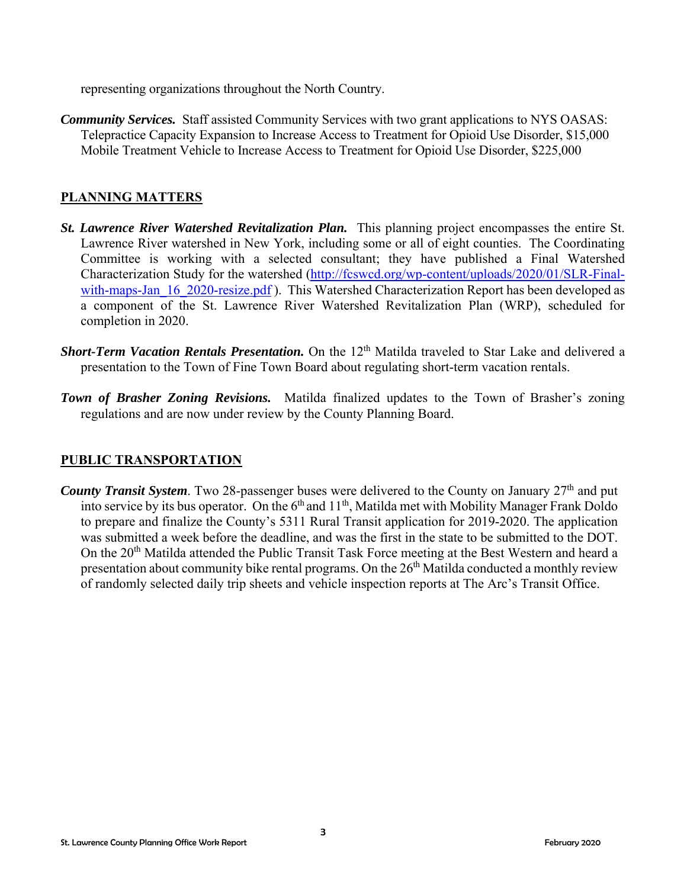representing organizations throughout the North Country.

***Community Services.*** Staff assisted Community Services with two grant applications to NYS OASAS:
Telepractice Capacity Expansion to Increase Access to Treatment for Opioid Use Disorder, $15,000
Mobile Treatment Vehicle to Increase Access to Treatment for Opioid Use Disorder, $225,000

## PLANNING MATTERS

***St. Lawrence River Watershed Revitalization Plan.*** This planning project encompasses the entire St. Lawrence River watershed in New York, including some or all of eight counties. The Coordinating Committee is working with a selected consultant; they have published a Final Watershed Characterization Study for the watershed ([http://fcswcd.org/wp-content/uploads/2020/01/SLR-Final-with-maps-Jan_16_2020-resize.pdf](http://fcswcd.org/wp-content/uploads/2020/01/SLR-Final-with-maps-Jan_16_2020-resize.pdf) ). This Watershed Characterization Report has been developed as a component of the St. Lawrence River Watershed Revitalization Plan (WRP), scheduled for completion in 2020.

***Short-Term Vacation Rentals Presentation.*** On the 12th Matilda traveled to Star Lake and delivered a presentation to the Town of Fine Town Board about regulating short-term vacation rentals.

***Town of Brasher Zoning Revisions.*** Matilda finalized updates to the Town of Brasher's zoning regulations and are now under review by the County Planning Board.

## PUBLIC TRANSPORTATION

***County Transit System***. Two 28-passenger buses were delivered to the County on January 27th and put into service by its bus operator. On the 6th and 11th, Matilda met with Mobility Manager Frank Doldo to prepare and finalize the County's 5311 Rural Transit application for 2019-2020. The application was submitted a week before the deadline, and was the first in the state to be submitted to the DOT. On the 20th Matilda attended the Public Transit Task Force meeting at the Best Western and heard a presentation about community bike rental programs. On the 26th Matilda conducted a monthly review of randomly selected daily trip sheets and vehicle inspection reports at The Arc's Transit Office.